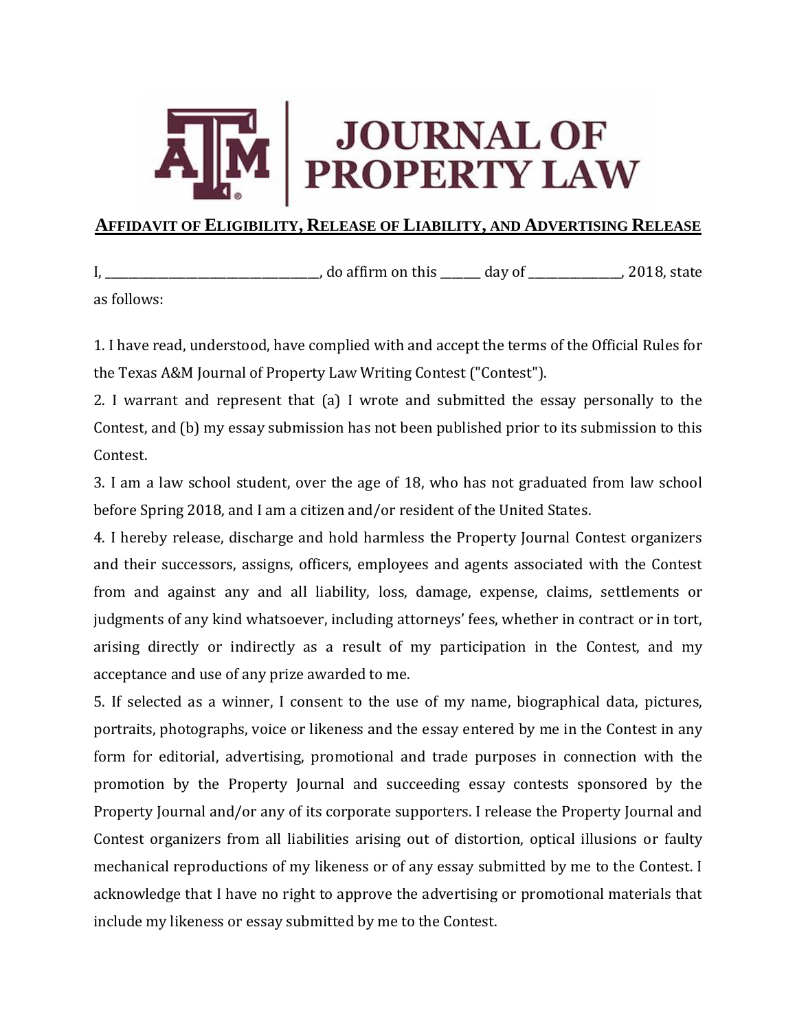# JOURNAL OF PROPERTY LAW

## AFFIDAVIT OF ELIGIBILITY, RELEASE OF LIABILITY, AND ADVERTISING RELEASE

I, ________________________________, do affirm on this ______ day of ______________, 2018, state as follows:

1. I have read, understood, have complied with and accept the terms of the Official Rules for the Texas A&M Journal of Property Law Writing Contest ("Contest").
2. I warrant and represent that (a) I wrote and submitted the essay personally to the Contest, and (b) my essay submission has not been published prior to its submission to this Contest.
3. I am a law school student, over the age of 18, who has not graduated from law school before Spring 2018, and I am a citizen and/or resident of the United States.
4. I hereby release, discharge and hold harmless the Property Journal Contest organizers and their successors, assigns, officers, employees and agents associated with the Contest from and against any and all liability, loss, damage, expense, claims, settlements or judgments of any kind whatsoever, including attorneys' fees, whether in contract or in tort, arising directly or indirectly as a result of my participation in the Contest, and my acceptance and use of any prize awarded to me.
5. If selected as a winner, I consent to the use of my name, biographical data, pictures, portraits, photographs, voice or likeness and the essay entered by me in the Contest in any form for editorial, advertising, promotional and trade purposes in connection with the promotion by the Property Journal and succeeding essay contests sponsored by the Property Journal and/or any of its corporate supporters. I release the Property Journal and Contest organizers from all liabilities arising out of distortion, optical illusions or faulty mechanical reproductions of my likeness or of any essay submitted by me to the Contest. I acknowledge that I have no right to approve the advertising or promotional materials that include my likeness or essay submitted by me to the Contest.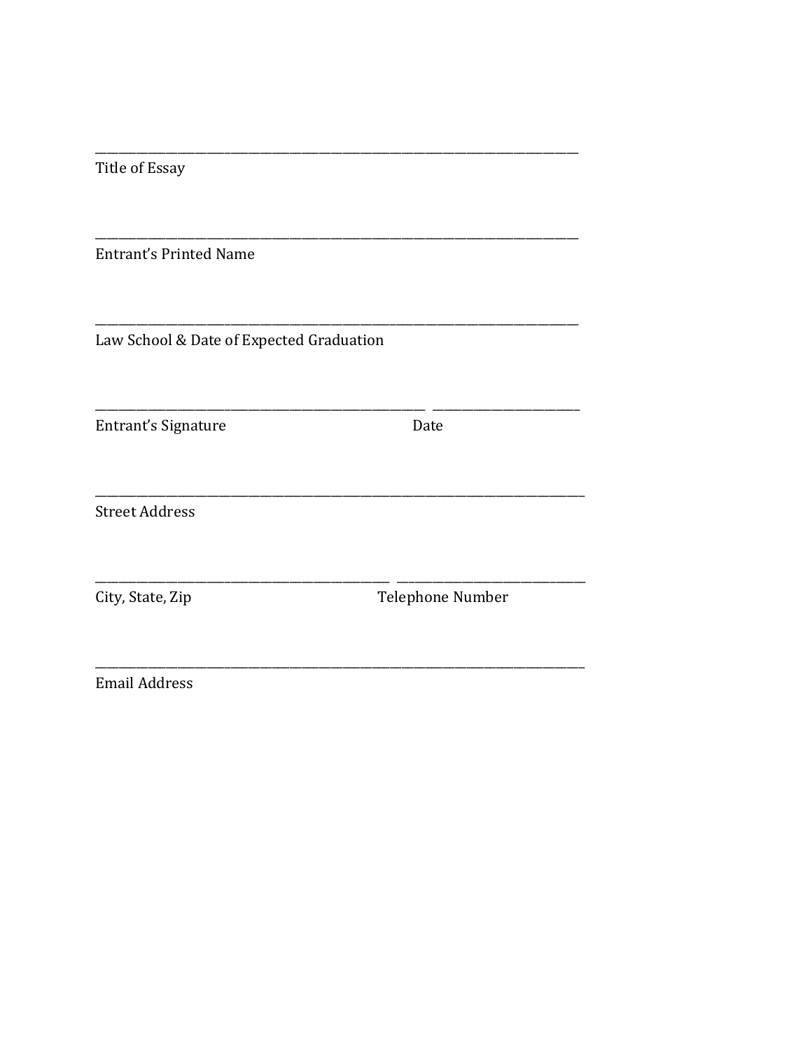\_\_\_\_\_\_\_\_\_\_\_\_\_\_\_\_\_\_\_\_\_\_\_\_\_\_\_\_\_\_\_\_\_\_\_\_\_\_\_\_\_\_\_\_\_\_\_\_\_\_\_\_\_\_\_\_\_\_\_\_\_\_\_\_\_\_\_\_\_\_\_\_\_\_\_\_

Title of Essay

\_\_\_\_\_\_\_\_\_\_\_\_\_\_\_\_\_\_\_\_\_\_\_\_\_\_\_\_\_\_\_\_\_\_\_\_\_\_\_\_\_\_\_\_\_\_\_\_\_\_\_\_\_\_\_\_\_\_\_\_\_\_\_\_\_\_\_\_\_\_\_\_\_\_\_\_

Entrant's Printed Name

\_\_\_\_\_\_\_\_\_\_\_\_\_\_\_\_\_\_\_\_\_\_\_\_\_\_\_\_\_\_\_\_\_\_\_\_\_\_\_\_\_\_\_\_\_\_\_\_\_\_\_\_\_\_\_\_\_\_\_\_\_\_\_\_\_\_\_\_\_\_\_\_\_\_\_\_

Law School & Date of Expected Graduation

\_\_\_\_\_\_\_\_\_\_\_\_\_\_\_\_\_\_\_\_\_\_\_\_\_\_\_\_\_\_\_\_\_\_\_\_\_\_\_\_\_\_\_\_\_\_\_\_\_\_\_\_\_ \_\_\_\_\_\_\_\_\_\_\_\_\_\_\_\_\_\_\_\_\_\_\_\_

Entrant's Signature Date

\_\_\_\_\_\_\_\_\_\_\_\_\_\_\_\_\_\_\_\_\_\_\_\_\_\_\_\_\_\_\_\_\_\_\_\_\_\_\_\_\_\_\_\_\_\_\_\_\_\_\_\_\_\_\_\_\_\_\_\_\_\_\_\_\_\_\_\_\_\_\_\_\_\_\_\_

Street Address

\_\_\_\_\_\_\_\_\_\_\_\_\_\_\_\_\_\_\_\_\_\_\_\_\_\_\_\_\_\_\_\_\_\_\_\_\_\_\_\_\_\_\_\_\_\_\_\_ \_\_\_\_\_\_\_\_\_\_\_\_\_\_\_\_\_\_\_\_\_\_\_\_\_\_\_\_\_\_\_

City, State, Zip Telephone Number

\_\_\_\_\_\_\_\_\_\_\_\_\_\_\_\_\_\_\_\_\_\_\_\_\_\_\_\_\_\_\_\_\_\_\_\_\_\_\_\_\_\_\_\_\_\_\_\_\_\_\_\_\_\_\_\_\_\_\_\_\_\_\_\_\_\_\_\_\_\_\_\_\_\_\_\_

Email Address